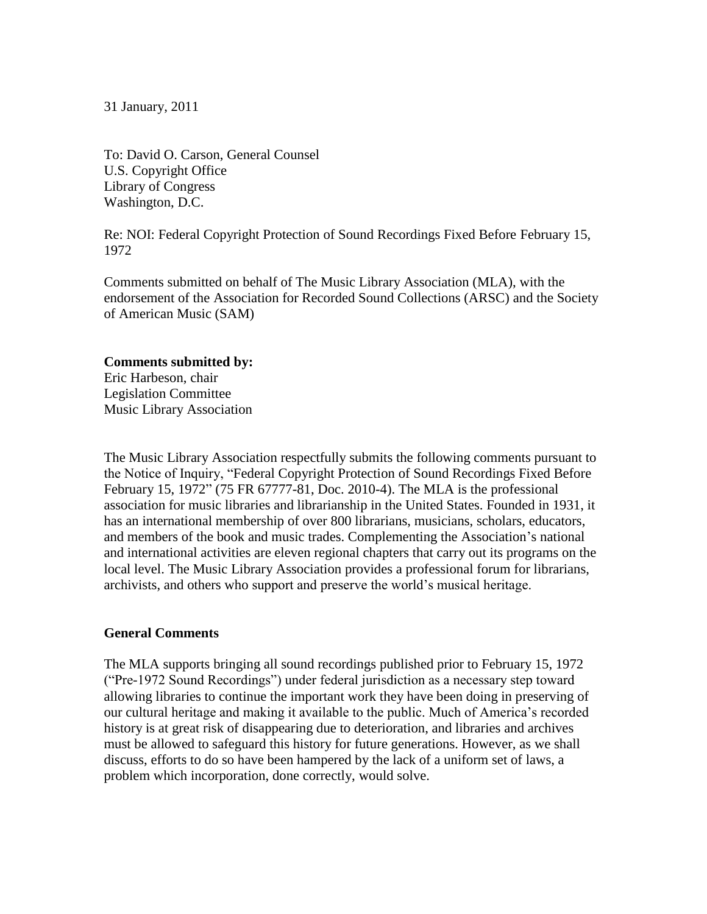31 January, 2011

To: David O. Carson, General Counsel
U.S. Copyright Office
Library of Congress
Washington, D.C.

Re: NOI: Federal Copyright Protection of Sound Recordings Fixed Before February 15, 1972

Comments submitted on behalf of The Music Library Association (MLA), with the endorsement of the Association for Recorded Sound Collections (ARSC) and the Society of American Music (SAM)

**Comments submitted by:**
Eric Harbeson, chair
Legislation Committee
Music Library Association

The Music Library Association respectfully submits the following comments pursuant to the Notice of Inquiry, "Federal Copyright Protection of Sound Recordings Fixed Before February 15, 1972" (75 FR 67777-81, Doc. 2010-4). The MLA is the professional association for music libraries and librarianship in the United States. Founded in 1931, it has an international membership of over 800 librarians, musicians, scholars, educators, and members of the book and music trades. Complementing the Association's national and international activities are eleven regional chapters that carry out its programs on the local level. The Music Library Association provides a professional forum for librarians, archivists, and others who support and preserve the world's musical heritage.

**General Comments**

The MLA supports bringing all sound recordings published prior to February 15, 1972 ("Pre-1972 Sound Recordings") under federal jurisdiction as a necessary step toward allowing libraries to continue the important work they have been doing in preserving of our cultural heritage and making it available to the public. Much of America's recorded history is at great risk of disappearing due to deterioration, and libraries and archives must be allowed to safeguard this history for future generations. However, as we shall discuss, efforts to do so have been hampered by the lack of a uniform set of laws, a problem which incorporation, done correctly, would solve.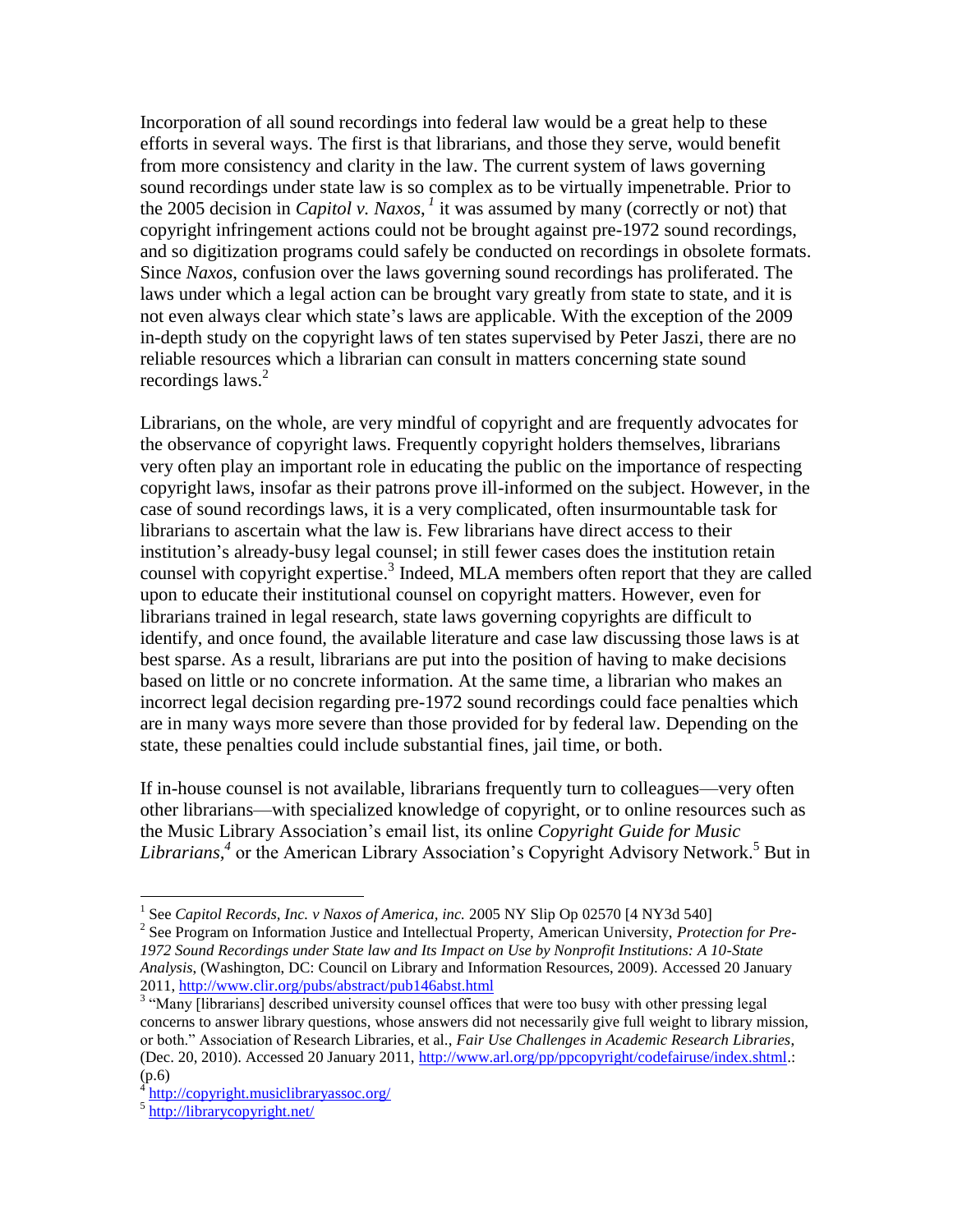Incorporation of all sound recordings into federal law would be a great help to these efforts in several ways. The first is that librarians, and those they serve, would benefit from more consistency and clarity in the law. The current system of laws governing sound recordings under state law is so complex as to be virtually impenetrable. Prior to the 2005 decision in *Capitol v. Naxos*,[1] it was assumed by many (correctly or not) that copyright infringement actions could not be brought against pre-1972 sound recordings, and so digitization programs could safely be conducted on recordings in obsolete formats. Since *Naxos*, confusion over the laws governing sound recordings has proliferated. The laws under which a legal action can be brought vary greatly from state to state, and it is not even always clear which state's laws are applicable. With the exception of the 2009 in-depth study on the copyright laws of ten states supervised by Peter Jaszi, there are no reliable resources which a librarian can consult in matters concerning state sound recordings laws.[2]

Librarians, on the whole, are very mindful of copyright and are frequently advocates for the observance of copyright laws. Frequently copyright holders themselves, librarians very often play an important role in educating the public on the importance of respecting copyright laws, insofar as their patrons prove ill-informed on the subject. However, in the case of sound recordings laws, it is a very complicated, often insurmountable task for librarians to ascertain what the law is. Few librarians have direct access to their institution's already-busy legal counsel; in still fewer cases does the institution retain counsel with copyright expertise.[3] Indeed, MLA members often report that they are called upon to educate their institutional counsel on copyright matters. However, even for librarians trained in legal research, state laws governing copyrights are difficult to identify, and once found, the available literature and case law discussing those laws is at best sparse. As a result, librarians are put into the position of having to make decisions based on little or no concrete information. At the same time, a librarian who makes an incorrect legal decision regarding pre-1972 sound recordings could face penalties which are in many ways more severe than those provided for by federal law. Depending on the state, these penalties could include substantial fines, jail time, or both.

If in-house counsel is not available, librarians frequently turn to colleagues—very often other librarians—with specialized knowledge of copyright, or to online resources such as the Music Library Association's email list, its online *Copyright Guide for Music Librarians*,[4] or the American Library Association's Copyright Advisory Network.[5] But in

---

[1] See *Capitol Records, Inc. v Naxos of America, inc.* 2005 NY Slip Op 02570 [4 NY3d 540]

[2] See Program on Information Justice and Intellectual Property, American University, *Protection for Pre-1972 Sound Recordings under State law and Its Impact on Use by Nonprofit Institutions: A 10-State Analysis*, (Washington, DC: Council on Library and Information Resources, 2009). Accessed 20 January 2011, http://www.clir.org/pubs/abstract/pub146abst.html

[3] "Many [librarians] described university counsel offices that were too busy with other pressing legal concerns to answer library questions, whose answers did not necessarily give full weight to library mission, or both." Association of Research Libraries, et al., *Fair Use Challenges in Academic Research Libraries*, (Dec. 20, 2010). Accessed 20 January 2011, http://www.arl.org/pp/ppcopyright/codefairuse/index.shtml.: (p.6)

[4] http://copyright.musiclibraryassoc.org/

[5] http://librarycopyright.net/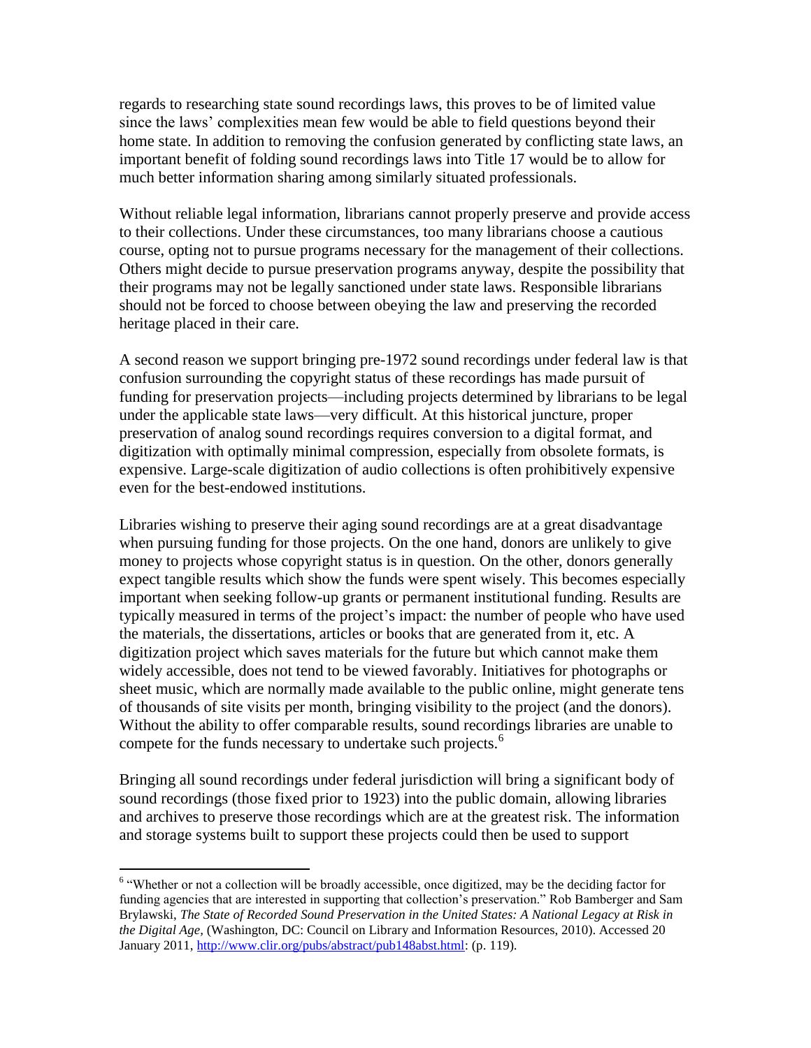regards to researching state sound recordings laws, this proves to be of limited value since the laws' complexities mean few would be able to field questions beyond their home state. In addition to removing the confusion generated by conflicting state laws, an important benefit of folding sound recordings laws into Title 17 would be to allow for much better information sharing among similarly situated professionals.

Without reliable legal information, librarians cannot properly preserve and provide access to their collections. Under these circumstances, too many librarians choose a cautious course, opting not to pursue programs necessary for the management of their collections. Others might decide to pursue preservation programs anyway, despite the possibility that their programs may not be legally sanctioned under state laws. Responsible librarians should not be forced to choose between obeying the law and preserving the recorded heritage placed in their care.

A second reason we support bringing pre-1972 sound recordings under federal law is that confusion surrounding the copyright status of these recordings has made pursuit of funding for preservation projects—including projects determined by librarians to be legal under the applicable state laws—very difficult. At this historical juncture, proper preservation of analog sound recordings requires conversion to a digital format, and digitization with optimally minimal compression, especially from obsolete formats, is expensive. Large-scale digitization of audio collections is often prohibitively expensive even for the best-endowed institutions.

Libraries wishing to preserve their aging sound recordings are at a great disadvantage when pursuing funding for those projects. On the one hand, donors are unlikely to give money to projects whose copyright status is in question. On the other, donors generally expect tangible results which show the funds were spent wisely. This becomes especially important when seeking follow-up grants or permanent institutional funding. Results are typically measured in terms of the project's impact: the number of people who have used the materials, the dissertations, articles or books that are generated from it, etc. A digitization project which saves materials for the future but which cannot make them widely accessible, does not tend to be viewed favorably. Initiatives for photographs or sheet music, which are normally made available to the public online, might generate tens of thousands of site visits per month, bringing visibility to the project (and the donors). Without the ability to offer comparable results, sound recordings libraries are unable to compete for the funds necessary to undertake such projects.[6]

Bringing all sound recordings under federal jurisdiction will bring a significant body of sound recordings (those fixed prior to 1923) into the public domain, allowing libraries and archives to preserve those recordings which are at the greatest risk. The information and storage systems built to support these projects could then be used to support

---

[6] "Whether or not a collection will be broadly accessible, once digitized, may be the deciding factor for funding agencies that are interested in supporting that collection's preservation." Rob Bamberger and Sam Brylawski, *The State of Recorded Sound Preservation in the United States: A National Legacy at Risk in the Digital Age,* (Washington, DC: Council on Library and Information Resources, 2010). Accessed 20 January 2011, http://www.clir.org/pubs/abstract/pub148abst.html: (p. 119).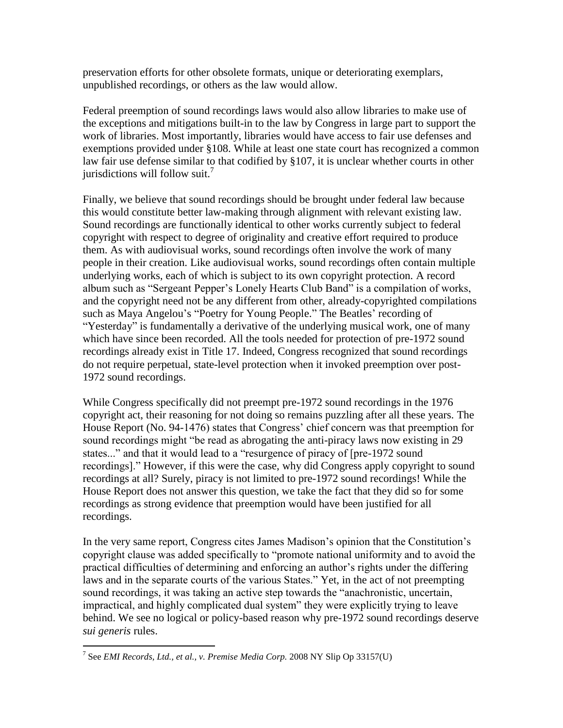preservation efforts for other obsolete formats, unique or deteriorating exemplars, unpublished recordings, or others as the law would allow.

Federal preemption of sound recordings laws would also allow libraries to make use of the exceptions and mitigations built-in to the law by Congress in large part to support the work of libraries. Most importantly, libraries would have access to fair use defenses and exemptions provided under §108. While at least one state court has recognized a common law fair use defense similar to that codified by §107, it is unclear whether courts in other jurisdictions will follow suit.[7]

Finally, we believe that sound recordings should be brought under federal law because this would constitute better law-making through alignment with relevant existing law. Sound recordings are functionally identical to other works currently subject to federal copyright with respect to degree of originality and creative effort required to produce them. As with audiovisual works, sound recordings often involve the work of many people in their creation. Like audiovisual works, sound recordings often contain multiple underlying works, each of which is subject to its own copyright protection. A record album such as "Sergeant Pepper's Lonely Hearts Club Band" is a compilation of works, and the copyright need not be any different from other, already-copyrighted compilations such as Maya Angelou's "Poetry for Young People." The Beatles' recording of "Yesterday" is fundamentally a derivative of the underlying musical work, one of many which have since been recorded. All the tools needed for protection of pre-1972 sound recordings already exist in Title 17. Indeed, Congress recognized that sound recordings do not require perpetual, state-level protection when it invoked preemption over post-1972 sound recordings.

While Congress specifically did not preempt pre-1972 sound recordings in the 1976 copyright act, their reasoning for not doing so remains puzzling after all these years. The House Report (No. 94-1476) states that Congress' chief concern was that preemption for sound recordings might "be read as abrogating the anti-piracy laws now existing in 29 states..." and that it would lead to a "resurgence of piracy of [pre-1972 sound recordings]." However, if this were the case, why did Congress apply copyright to sound recordings at all? Surely, piracy is not limited to pre-1972 sound recordings! While the House Report does not answer this question, we take the fact that they did so for some recordings as strong evidence that preemption would have been justified for all recordings.

In the very same report, Congress cites James Madison's opinion that the Constitution's copyright clause was added specifically to "promote national uniformity and to avoid the practical difficulties of determining and enforcing an author's rights under the differing laws and in the separate courts of the various States." Yet, in the act of not preempting sound recordings, it was taking an active step towards the "anachronistic, uncertain, impractical, and highly complicated dual system" they were explicitly trying to leave behind. We see no logical or policy-based reason why pre-1972 sound recordings deserve *sui generis* rules.

---

[7] See *EMI Records, Ltd., et al., v. Premise Media Corp.* 2008 NY Slip Op 33157(U)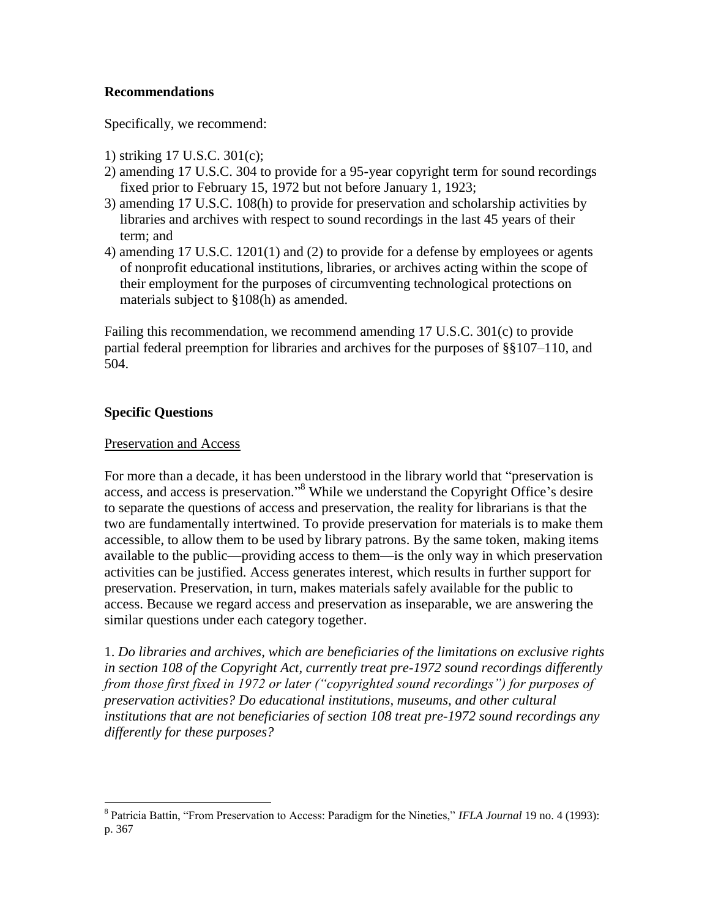**Recommendations**

Specifically, we recommend:

1) striking 17 U.S.C. 301(c);
2) amending 17 U.S.C. 304 to provide for a 95-year copyright term for sound recordings fixed prior to February 15, 1972 but not before January 1, 1923;
3) amending 17 U.S.C. 108(h) to provide for preservation and scholarship activities by libraries and archives with respect to sound recordings in the last 45 years of their term; and
4) amending 17 U.S.C. 1201(1) and (2) to provide for a defense by employees or agents of nonprofit educational institutions, libraries, or archives acting within the scope of their employment for the purposes of circumventing technological protections on materials subject to §108(h) as amended.

Failing this recommendation, we recommend amending 17 U.S.C. 301(c) to provide partial federal preemption for libraries and archives for the purposes of §§107–110, and 504.

**Specific Questions**

Preservation and Access

For more than a decade, it has been understood in the library world that "preservation is access, and access is preservation."[8] While we understand the Copyright Office's desire to separate the questions of access and preservation, the reality for librarians is that the two are fundamentally intertwined. To provide preservation for materials is to make them accessible, to allow them to be used by library patrons. By the same token, making items available to the public—providing access to them—is the only way in which preservation activities can be justified. Access generates interest, which results in further support for preservation. Preservation, in turn, makes materials safely available for the public to access. Because we regard access and preservation as inseparable, we are answering the similar questions under each category together.

1. *Do libraries and archives, which are beneficiaries of the limitations on exclusive rights in section 108 of the Copyright Act, currently treat pre-1972 sound recordings differently from those first fixed in 1972 or later ("copyrighted sound recordings") for purposes of preservation activities? Do educational institutions, museums, and other cultural institutions that are not beneficiaries of section 108 treat pre-1972 sound recordings any differently for these purposes?*

---

[8] Patricia Battin, "From Preservation to Access: Paradigm for the Nineties," *IFLA Journal* 19 no. 4 (1993): p. 367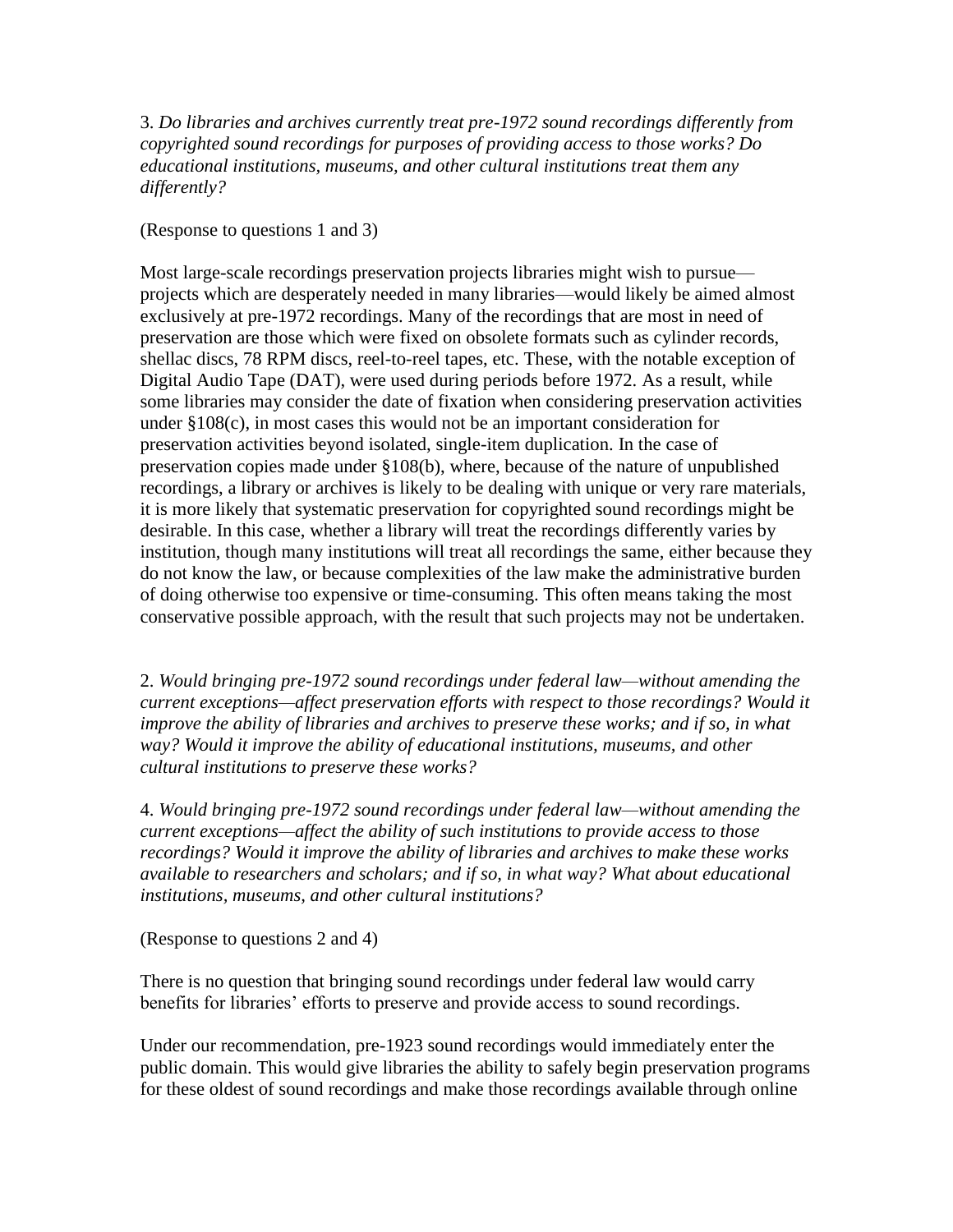3. *Do libraries and archives currently treat pre-1972 sound recordings differently from copyrighted sound recordings for purposes of providing access to those works? Do educational institutions, museums, and other cultural institutions treat them any differently?*

(Response to questions 1 and 3)

Most large-scale recordings preservation projects libraries might wish to pursue—projects which are desperately needed in many libraries—would likely be aimed almost exclusively at pre-1972 recordings. Many of the recordings that are most in need of preservation are those which were fixed on obsolete formats such as cylinder records, shellac discs, 78 RPM discs, reel-to-reel tapes, etc. These, with the notable exception of Digital Audio Tape (DAT), were used during periods before 1972. As a result, while some libraries may consider the date of fixation when considering preservation activities under §108(c), in most cases this would not be an important consideration for preservation activities beyond isolated, single-item duplication. In the case of preservation copies made under §108(b), where, because of the nature of unpublished recordings, a library or archives is likely to be dealing with unique or very rare materials, it is more likely that systematic preservation for copyrighted sound recordings might be desirable. In this case, whether a library will treat the recordings differently varies by institution, though many institutions will treat all recordings the same, either because they do not know the law, or because complexities of the law make the administrative burden of doing otherwise too expensive or time-consuming. This often means taking the most conservative possible approach, with the result that such projects may not be undertaken.

2. *Would bringing pre-1972 sound recordings under federal law—without amending the current exceptions—affect preservation efforts with respect to those recordings? Would it improve the ability of libraries and archives to preserve these works; and if so, in what way? Would it improve the ability of educational institutions, museums, and other cultural institutions to preserve these works?*

4. *Would bringing pre-1972 sound recordings under federal law—without amending the current exceptions—affect the ability of such institutions to provide access to those recordings? Would it improve the ability of libraries and archives to make these works available to researchers and scholars; and if so, in what way? What about educational institutions, museums, and other cultural institutions?*

(Response to questions 2 and 4)

There is no question that bringing sound recordings under federal law would carry benefits for libraries' efforts to preserve and provide access to sound recordings.

Under our recommendation, pre-1923 sound recordings would immediately enter the public domain. This would give libraries the ability to safely begin preservation programs for these oldest of sound recordings and make those recordings available through online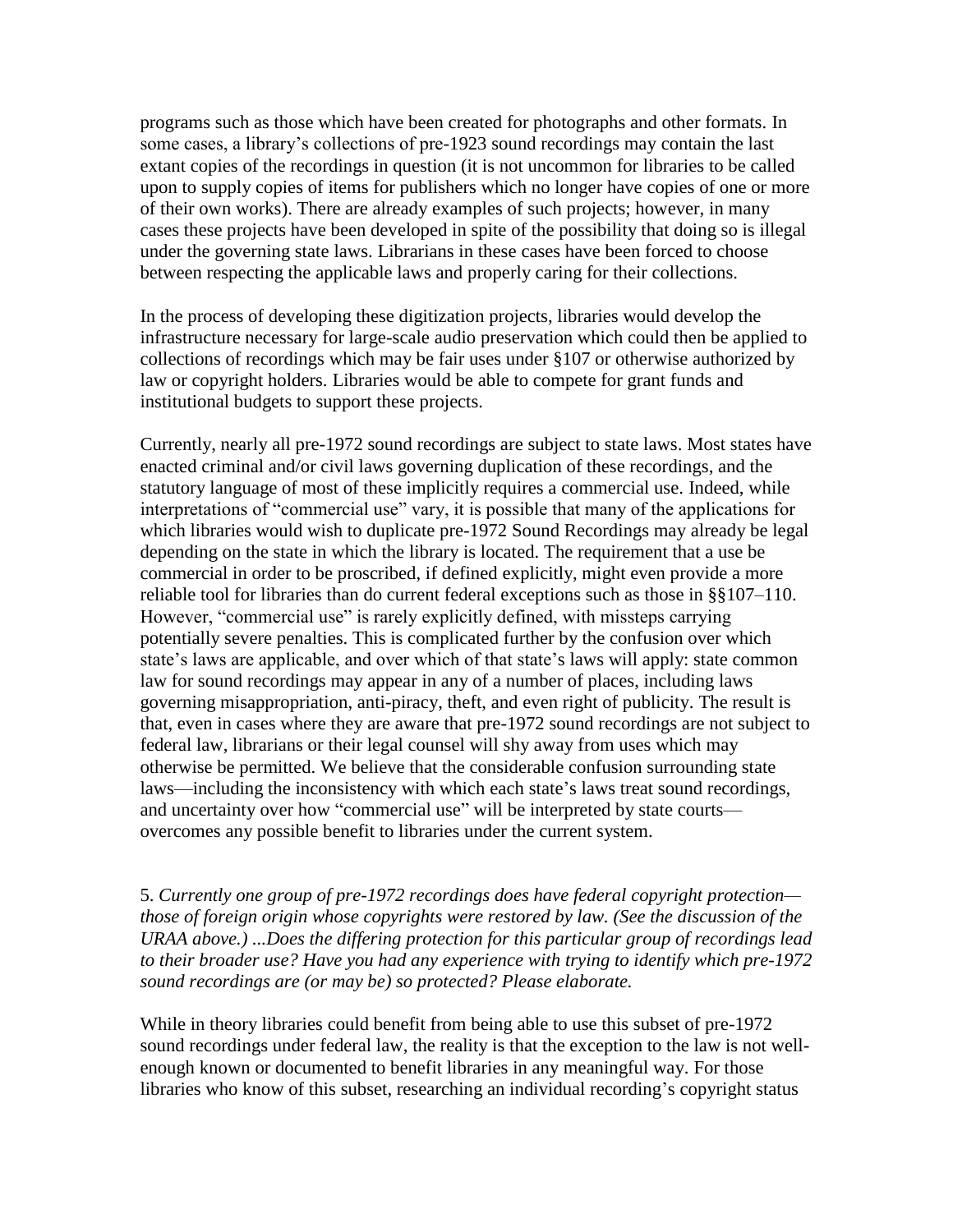programs such as those which have been created for photographs and other formats. In some cases, a library's collections of pre-1923 sound recordings may contain the last extant copies of the recordings in question (it is not uncommon for libraries to be called upon to supply copies of items for publishers which no longer have copies of one or more of their own works). There are already examples of such projects; however, in many cases these projects have been developed in spite of the possibility that doing so is illegal under the governing state laws. Librarians in these cases have been forced to choose between respecting the applicable laws and properly caring for their collections.

In the process of developing these digitization projects, libraries would develop the infrastructure necessary for large-scale audio preservation which could then be applied to collections of recordings which may be fair uses under §107 or otherwise authorized by law or copyright holders. Libraries would be able to compete for grant funds and institutional budgets to support these projects.

Currently, nearly all pre-1972 sound recordings are subject to state laws. Most states have enacted criminal and/or civil laws governing duplication of these recordings, and the statutory language of most of these implicitly requires a commercial use. Indeed, while interpretations of "commercial use" vary, it is possible that many of the applications for which libraries would wish to duplicate pre-1972 Sound Recordings may already be legal depending on the state in which the library is located. The requirement that a use be commercial in order to be proscribed, if defined explicitly, might even provide a more reliable tool for libraries than do current federal exceptions such as those in §§107–110. However, "commercial use" is rarely explicitly defined, with missteps carrying potentially severe penalties. This is complicated further by the confusion over which state's laws are applicable, and over which of that state's laws will apply: state common law for sound recordings may appear in any of a number of places, including laws governing misappropriation, anti-piracy, theft, and even right of publicity. The result is that, even in cases where they are aware that pre-1972 sound recordings are not subject to federal law, librarians or their legal counsel will shy away from uses which may otherwise be permitted. We believe that the considerable confusion surrounding state laws—including the inconsistency with which each state's laws treat sound recordings, and uncertainty over how "commercial use" will be interpreted by state courts—overcomes any possible benefit to libraries under the current system.

5. *Currently one group of pre-1972 recordings does have federal copyright protection—those of foreign origin whose copyrights were restored by law. (See the discussion of the URAA above.) ...Does the differing protection for this particular group of recordings lead to their broader use? Have you had any experience with trying to identify which pre-1972 sound recordings are (or may be) so protected? Please elaborate.*

While in theory libraries could benefit from being able to use this subset of pre-1972 sound recordings under federal law, the reality is that the exception to the law is not well-enough known or documented to benefit libraries in any meaningful way. For those libraries who know of this subset, researching an individual recording's copyright status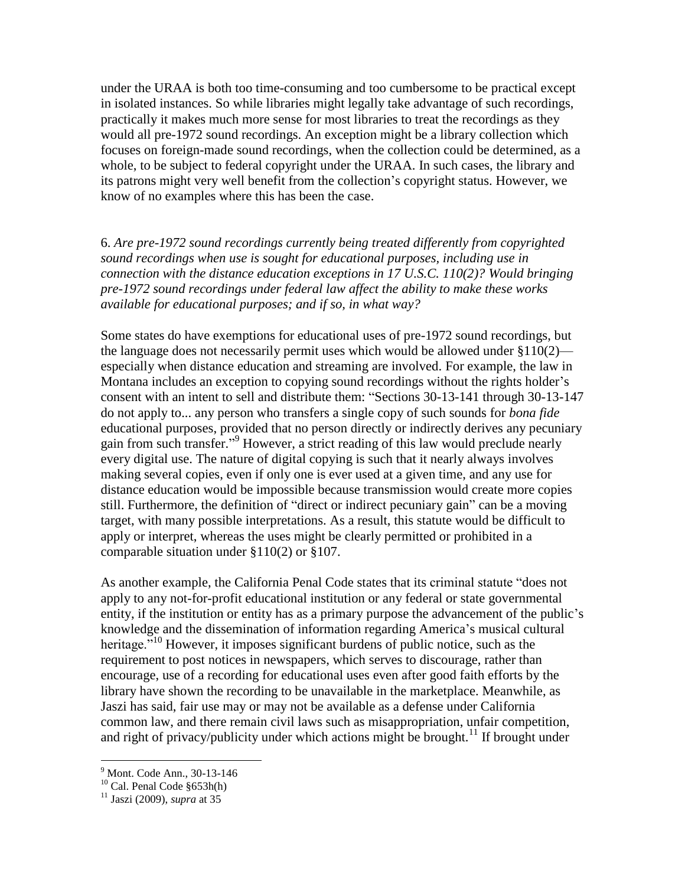under the URAA is both too time-consuming and too cumbersome to be practical except in isolated instances. So while libraries might legally take advantage of such recordings, practically it makes much more sense for most libraries to treat the recordings as they would all pre-1972 sound recordings. An exception might be a library collection which focuses on foreign-made sound recordings, when the collection could be determined, as a whole, to be subject to federal copyright under the URAA. In such cases, the library and its patrons might very well benefit from the collection's copyright status. However, we know of no examples where this has been the case.

6. *Are pre-1972 sound recordings currently being treated differently from copyrighted sound recordings when use is sought for educational purposes, including use in connection with the distance education exceptions in 17 U.S.C. 110(2)? Would bringing pre-1972 sound recordings under federal law affect the ability to make these works available for educational purposes; and if so, in what way?*

Some states do have exemptions for educational uses of pre-1972 sound recordings, but the language does not necessarily permit uses which would be allowed under §110(2)—especially when distance education and streaming are involved. For example, the law in Montana includes an exception to copying sound recordings without the rights holder's consent with an intent to sell and distribute them: "Sections 30-13-141 through 30-13-147 do not apply to... any person who transfers a single copy of such sounds for *bona fide* educational purposes, provided that no person directly or indirectly derives any pecuniary gain from such transfer."[9] However, a strict reading of this law would preclude nearly every digital use. The nature of digital copying is such that it nearly always involves making several copies, even if only one is ever used at a given time, and any use for distance education would be impossible because transmission would create more copies still. Furthermore, the definition of "direct or indirect pecuniary gain" can be a moving target, with many possible interpretations. As a result, this statute would be difficult to apply or interpret, whereas the uses might be clearly permitted or prohibited in a comparable situation under §110(2) or §107.

As another example, the California Penal Code states that its criminal statute "does not apply to any not-for-profit educational institution or any federal or state governmental entity, if the institution or entity has as a primary purpose the advancement of the public's knowledge and the dissemination of information regarding America's musical cultural heritage."[10] However, it imposes significant burdens of public notice, such as the requirement to post notices in newspapers, which serves to discourage, rather than encourage, use of a recording for educational uses even after good faith efforts by the library have shown the recording to be unavailable in the marketplace. Meanwhile, as Jaszi has said, fair use may or may not be available as a defense under California common law, and there remain civil laws such as misappropriation, unfair competition, and right of privacy/publicity under which actions might be brought.[11] If brought under

---

[9] Mont. Code Ann., 30-13-146

[10] Cal. Penal Code §653h(h)

[11] Jaszi (2009), *supra* at 35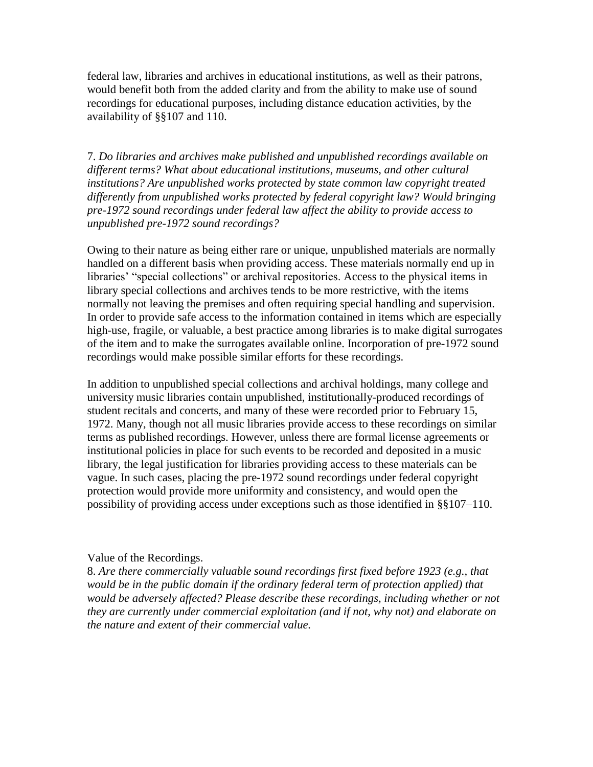federal law, libraries and archives in educational institutions, as well as their patrons, would benefit both from the added clarity and from the ability to make use of sound recordings for educational purposes, including distance education activities, by the availability of §§107 and 110.

7. *Do libraries and archives make published and unpublished recordings available on different terms? What about educational institutions, museums, and other cultural institutions? Are unpublished works protected by state common law copyright treated differently from unpublished works protected by federal copyright law? Would bringing pre-1972 sound recordings under federal law affect the ability to provide access to unpublished pre-1972 sound recordings?*

Owing to their nature as being either rare or unique, unpublished materials are normally handled on a different basis when providing access. These materials normally end up in libraries' "special collections" or archival repositories. Access to the physical items in library special collections and archives tends to be more restrictive, with the items normally not leaving the premises and often requiring special handling and supervision. In order to provide safe access to the information contained in items which are especially high-use, fragile, or valuable, a best practice among libraries is to make digital surrogates of the item and to make the surrogates available online. Incorporation of pre-1972 sound recordings would make possible similar efforts for these recordings.

In addition to unpublished special collections and archival holdings, many college and university music libraries contain unpublished, institutionally-produced recordings of student recitals and concerts, and many of these were recorded prior to February 15, 1972. Many, though not all music libraries provide access to these recordings on similar terms as published recordings. However, unless there are formal license agreements or institutional policies in place for such events to be recorded and deposited in a music library, the legal justification for libraries providing access to these materials can be vague. In such cases, placing the pre-1972 sound recordings under federal copyright protection would provide more uniformity and consistency, and would open the possibility of providing access under exceptions such as those identified in §§107–110.

Value of the Recordings.

8. *Are there commercially valuable sound recordings first fixed before 1923 (e.g., that would be in the public domain if the ordinary federal term of protection applied) that would be adversely affected? Please describe these recordings, including whether or not they are currently under commercial exploitation (and if not, why not) and elaborate on the nature and extent of their commercial value.*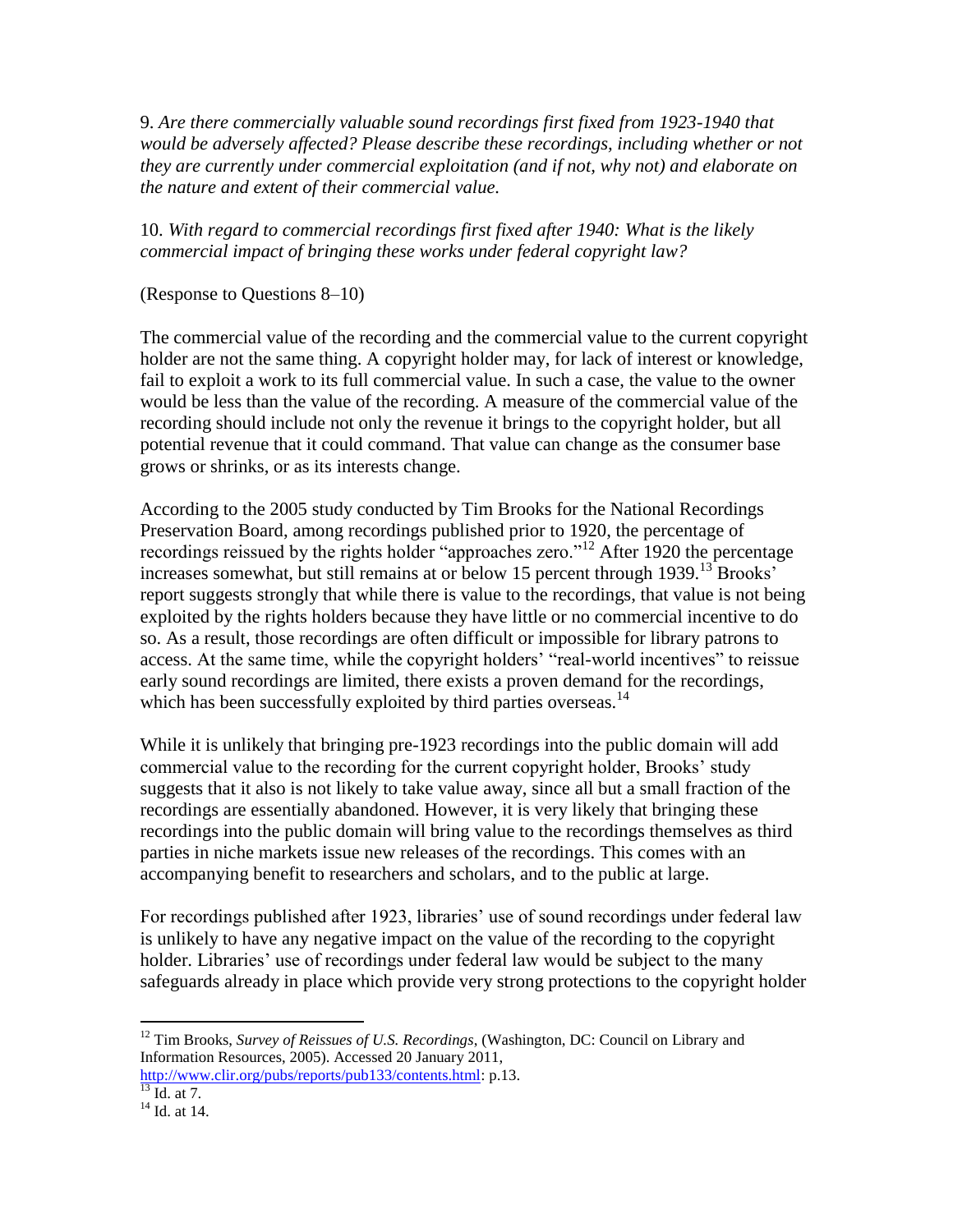9. *Are there commercially valuable sound recordings first fixed from 1923-1940 that would be adversely affected? Please describe these recordings, including whether or not they are currently under commercial exploitation (and if not, why not) and elaborate on the nature and extent of their commercial value.*

10. *With regard to commercial recordings first fixed after 1940: What is the likely commercial impact of bringing these works under federal copyright law?*

(Response to Questions 8–10)

The commercial value of the recording and the commercial value to the current copyright holder are not the same thing. A copyright holder may, for lack of interest or knowledge, fail to exploit a work to its full commercial value. In such a case, the value to the owner would be less than the value of the recording. A measure of the commercial value of the recording should include not only the revenue it brings to the copyright holder, but all potential revenue that it could command. That value can change as the consumer base grows or shrinks, or as its interests change.

According to the 2005 study conducted by Tim Brooks for the National Recordings Preservation Board, among recordings published prior to 1920, the percentage of recordings reissued by the rights holder "approaches zero."[12] After 1920 the percentage increases somewhat, but still remains at or below 15 percent through 1939.[13] Brooks' report suggests strongly that while there is value to the recordings, that value is not being exploited by the rights holders because they have little or no commercial incentive to do so. As a result, those recordings are often difficult or impossible for library patrons to access. At the same time, while the copyright holders' "real-world incentives" to reissue early sound recordings are limited, there exists a proven demand for the recordings, which has been successfully exploited by third parties overseas.[14]

While it is unlikely that bringing pre-1923 recordings into the public domain will add commercial value to the recording for the current copyright holder, Brooks' study suggests that it also is not likely to take value away, since all but a small fraction of the recordings are essentially abandoned. However, it is very likely that bringing these recordings into the public domain will bring value to the recordings themselves as third parties in niche markets issue new releases of the recordings. This comes with an accompanying benefit to researchers and scholars, and to the public at large.

For recordings published after 1923, libraries' use of sound recordings under federal law is unlikely to have any negative impact on the value of the recording to the copyright holder. Libraries' use of recordings under federal law would be subject to the many safeguards already in place which provide very strong protections to the copyright holder

---

[12] Tim Brooks, *Survey of Reissues of U.S. Recordings*, (Washington, DC: Council on Library and Information Resources, 2005). Accessed 20 January 2011, http://www.clir.org/pubs/reports/pub133/contents.html: p.13.

[13] Id. at 7.

[14] Id. at 14.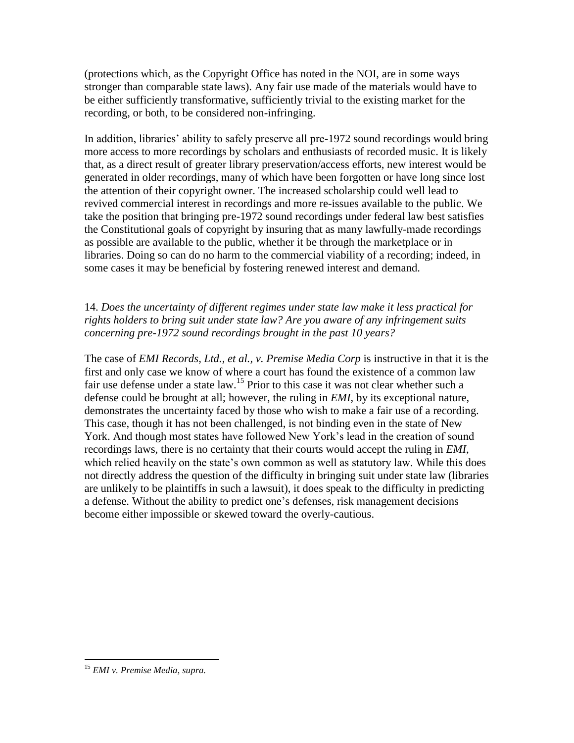(protections which, as the Copyright Office has noted in the NOI, are in some ways stronger than comparable state laws). Any fair use made of the materials would have to be either sufficiently transformative, sufficiently trivial to the existing market for the recording, or both, to be considered non-infringing.

In addition, libraries' ability to safely preserve all pre-1972 sound recordings would bring more access to more recordings by scholars and enthusiasts of recorded music. It is likely that, as a direct result of greater library preservation/access efforts, new interest would be generated in older recordings, many of which have been forgotten or have long since lost the attention of their copyright owner. The increased scholarship could well lead to revived commercial interest in recordings and more re-issues available to the public. We take the position that bringing pre-1972 sound recordings under federal law best satisfies the Constitutional goals of copyright by insuring that as many lawfully-made recordings as possible are available to the public, whether it be through the marketplace or in libraries. Doing so can do no harm to the commercial viability of a recording; indeed, in some cases it may be beneficial by fostering renewed interest and demand.

14. *Does the uncertainty of different regimes under state law make it less practical for rights holders to bring suit under state law? Are you aware of any infringement suits concerning pre-1972 sound recordings brought in the past 10 years?*

The case of *EMI Records, Ltd., et al., v. Premise Media Corp* is instructive in that it is the first and only case we know of where a court has found the existence of a common law fair use defense under a state law.[15] Prior to this case it was not clear whether such a defense could be brought at all; however, the ruling in *EMI*, by its exceptional nature, demonstrates the uncertainty faced by those who wish to make a fair use of a recording. This case, though it has not been challenged, is not binding even in the state of New York. And though most states have followed New York's lead in the creation of sound recordings laws, there is no certainty that their courts would accept the ruling in *EMI*, which relied heavily on the state's own common as well as statutory law. While this does not directly address the question of the difficulty in bringing suit under state law (libraries are unlikely to be plaintiffs in such a lawsuit), it does speak to the difficulty in predicting a defense. Without the ability to predict one's defenses, risk management decisions become either impossible or skewed toward the overly-cautious.

---

[15] *EMI v. Premise Media, supra.*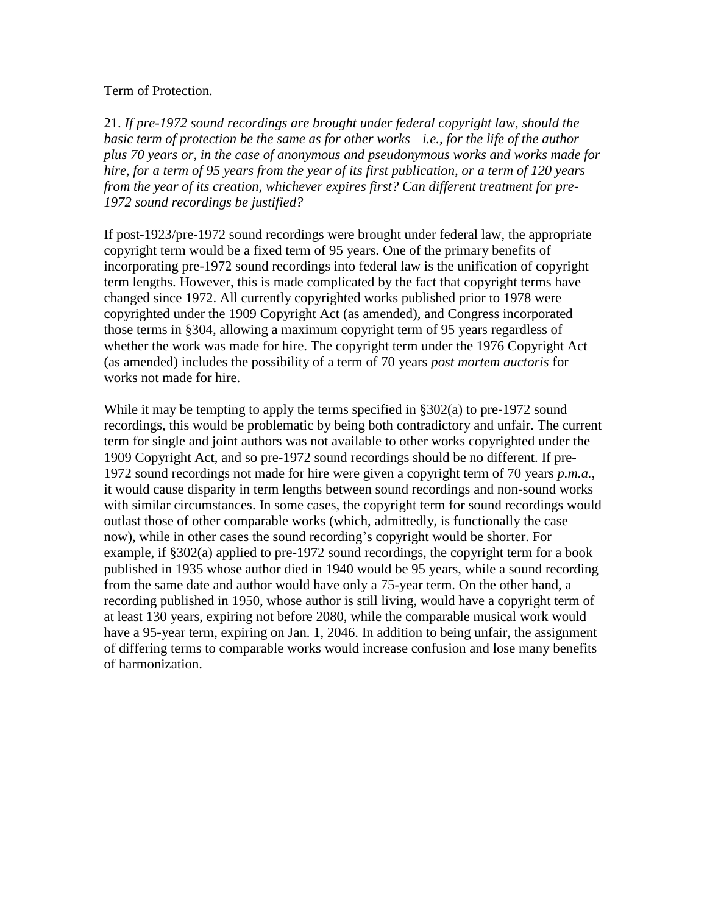Term of Protection.

21. *If pre-1972 sound recordings are brought under federal copyright law, should the basic term of protection be the same as for other works—i.e., for the life of the author plus 70 years or, in the case of anonymous and pseudonymous works and works made for hire, for a term of 95 years from the year of its first publication, or a term of 120 years from the year of its creation, whichever expires first? Can different treatment for pre-1972 sound recordings be justified?*

If post-1923/pre-1972 sound recordings were brought under federal law, the appropriate copyright term would be a fixed term of 95 years. One of the primary benefits of incorporating pre-1972 sound recordings into federal law is the unification of copyright term lengths. However, this is made complicated by the fact that copyright terms have changed since 1972. All currently copyrighted works published prior to 1978 were copyrighted under the 1909 Copyright Act (as amended), and Congress incorporated those terms in §304, allowing a maximum copyright term of 95 years regardless of whether the work was made for hire. The copyright term under the 1976 Copyright Act (as amended) includes the possibility of a term of 70 years *post mortem auctoris* for works not made for hire.

While it may be tempting to apply the terms specified in §302(a) to pre-1972 sound recordings, this would be problematic by being both contradictory and unfair. The current term for single and joint authors was not available to other works copyrighted under the 1909 Copyright Act, and so pre-1972 sound recordings should be no different. If pre-1972 sound recordings not made for hire were given a copyright term of 70 years *p.m.a.*, it would cause disparity in term lengths between sound recordings and non-sound works with similar circumstances. In some cases, the copyright term for sound recordings would outlast those of other comparable works (which, admittedly, is functionally the case now), while in other cases the sound recording's copyright would be shorter. For example, if §302(a) applied to pre-1972 sound recordings, the copyright term for a book published in 1935 whose author died in 1940 would be 95 years, while a sound recording from the same date and author would have only a 75-year term. On the other hand, a recording published in 1950, whose author is still living, would have a copyright term of at least 130 years, expiring not before 2080, while the comparable musical work would have a 95-year term, expiring on Jan. 1, 2046. In addition to being unfair, the assignment of differing terms to comparable works would increase confusion and lose many benefits of harmonization.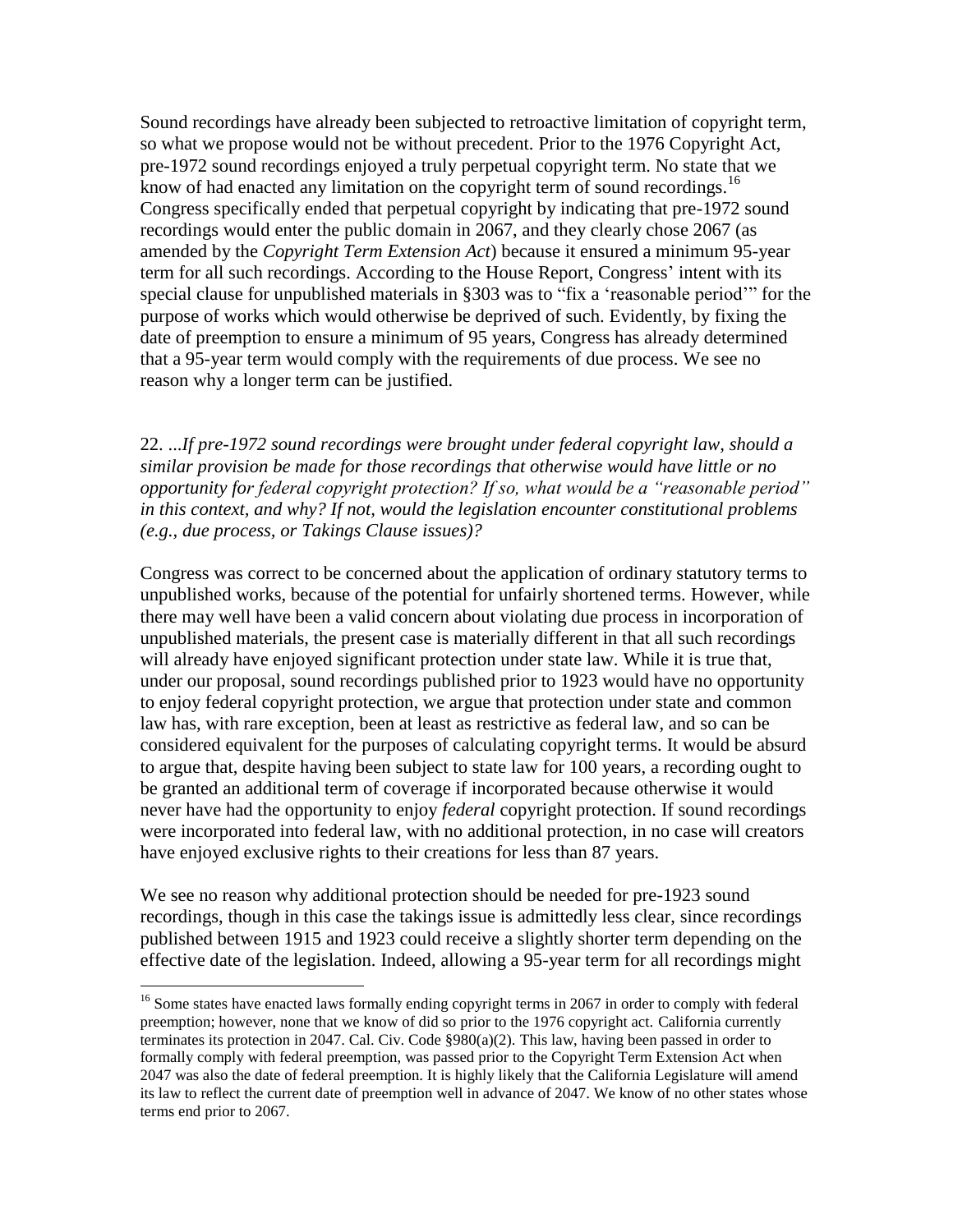Sound recordings have already been subjected to retroactive limitation of copyright term, so what we propose would not be without precedent. Prior to the 1976 Copyright Act, pre-1972 sound recordings enjoyed a truly perpetual copyright term. No state that we know of had enacted any limitation on the copyright term of sound recordings.[16] Congress specifically ended that perpetual copyright by indicating that pre-1972 sound recordings would enter the public domain in 2067, and they clearly chose 2067 (as amended by the *Copyright Term Extension Act*) because it ensured a minimum 95-year term for all such recordings. According to the House Report, Congress' intent with its special clause for unpublished materials in §303 was to "fix a 'reasonable period'" for the purpose of works which would otherwise be deprived of such. Evidently, by fixing the date of preemption to ensure a minimum of 95 years, Congress has already determined that a 95-year term would comply with the requirements of due process. We see no reason why a longer term can be justified.

22. *...If pre-1972 sound recordings were brought under federal copyright law, should a similar provision be made for those recordings that otherwise would have little or no opportunity for federal copyright protection? If so, what would be a "reasonable period" in this context, and why? If not, would the legislation encounter constitutional problems (e.g., due process, or Takings Clause issues)?*

Congress was correct to be concerned about the application of ordinary statutory terms to unpublished works, because of the potential for unfairly shortened terms. However, while there may well have been a valid concern about violating due process in incorporation of unpublished materials, the present case is materially different in that all such recordings will already have enjoyed significant protection under state law. While it is true that, under our proposal, sound recordings published prior to 1923 would have no opportunity to enjoy federal copyright protection, we argue that protection under state and common law has, with rare exception, been at least as restrictive as federal law, and so can be considered equivalent for the purposes of calculating copyright terms. It would be absurd to argue that, despite having been subject to state law for 100 years, a recording ought to be granted an additional term of coverage if incorporated because otherwise it would never have had the opportunity to enjoy *federal* copyright protection. If sound recordings were incorporated into federal law, with no additional protection, in no case will creators have enjoyed exclusive rights to their creations for less than 87 years.

We see no reason why additional protection should be needed for pre-1923 sound recordings, though in this case the takings issue is admittedly less clear, since recordings published between 1915 and 1923 could receive a slightly shorter term depending on the effective date of the legislation. Indeed, allowing a 95-year term for all recordings might

---

[16] Some states have enacted laws formally ending copyright terms in 2067 in order to comply with federal preemption; however, none that we know of did so prior to the 1976 copyright act. California currently terminates its protection in 2047. Cal. Civ. Code §980(a)(2). This law, having been passed in order to formally comply with federal preemption, was passed prior to the Copyright Term Extension Act when 2047 was also the date of federal preemption. It is highly likely that the California Legislature will amend its law to reflect the current date of preemption well in advance of 2047. We know of no other states whose terms end prior to 2067.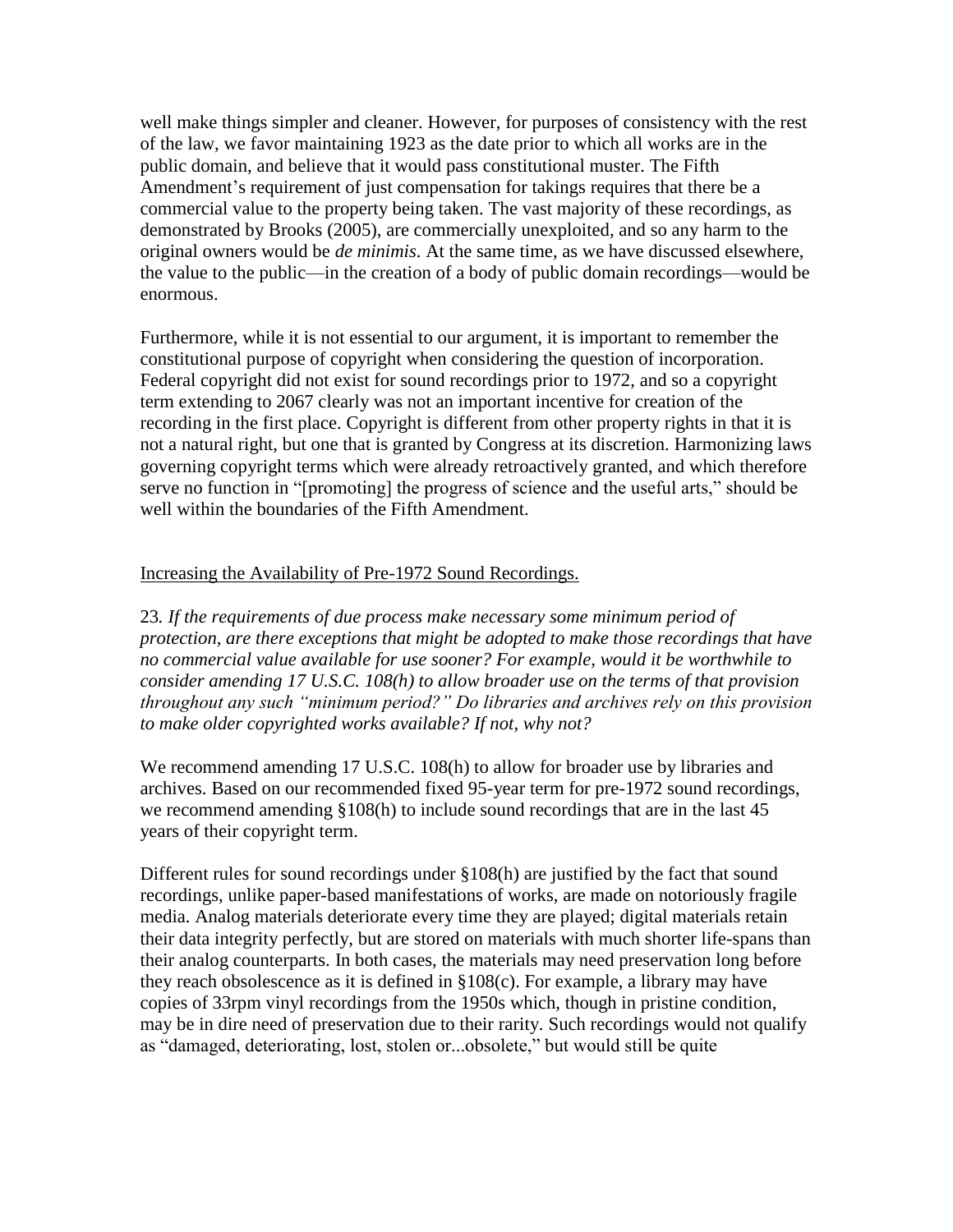well make things simpler and cleaner. However, for purposes of consistency with the rest of the law, we favor maintaining 1923 as the date prior to which all works are in the public domain, and believe that it would pass constitutional muster. The Fifth Amendment's requirement of just compensation for takings requires that there be a commercial value to the property being taken. The vast majority of these recordings, as demonstrated by Brooks (2005), are commercially unexploited, and so any harm to the original owners would be *de minimis*. At the same time, as we have discussed elsewhere, the value to the public—in the creation of a body of public domain recordings—would be enormous.

Furthermore, while it is not essential to our argument, it is important to remember the constitutional purpose of copyright when considering the question of incorporation. Federal copyright did not exist for sound recordings prior to 1972, and so a copyright term extending to 2067 clearly was not an important incentive for creation of the recording in the first place. Copyright is different from other property rights in that it is not a natural right, but one that is granted by Congress at its discretion. Harmonizing laws governing copyright terms which were already retroactively granted, and which therefore serve no function in "[promoting] the progress of science and the useful arts," should be well within the boundaries of the Fifth Amendment.

<u>Increasing the Availability of Pre-1972 Sound Recordings.</u>

23. *If the requirements of due process make necessary some minimum period of protection, are there exceptions that might be adopted to make those recordings that have no commercial value available for use sooner? For example, would it be worthwhile to consider amending 17 U.S.C. 108(h) to allow broader use on the terms of that provision throughout any such "minimum period?" Do libraries and archives rely on this provision to make older copyrighted works available? If not, why not?*

We recommend amending 17 U.S.C. 108(h) to allow for broader use by libraries and archives. Based on our recommended fixed 95-year term for pre-1972 sound recordings, we recommend amending §108(h) to include sound recordings that are in the last 45 years of their copyright term.

Different rules for sound recordings under §108(h) are justified by the fact that sound recordings, unlike paper-based manifestations of works, are made on notoriously fragile media. Analog materials deteriorate every time they are played; digital materials retain their data integrity perfectly, but are stored on materials with much shorter life-spans than their analog counterparts. In both cases, the materials may need preservation long before they reach obsolescence as it is defined in §108(c). For example, a library may have copies of 33rpm vinyl recordings from the 1950s which, though in pristine condition, may be in dire need of preservation due to their rarity. Such recordings would not qualify as "damaged, deteriorating, lost, stolen or...obsolete," but would still be quite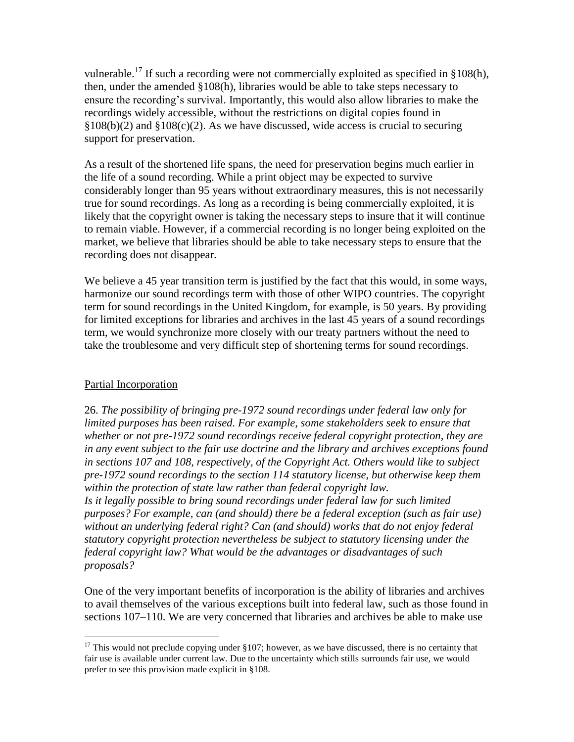vulnerable.[17] If such a recording were not commercially exploited as specified in §108(h), then, under the amended §108(h), libraries would be able to take steps necessary to ensure the recording's survival. Importantly, this would also allow libraries to make the recordings widely accessible, without the restrictions on digital copies found in §108(b)(2) and §108(c)(2). As we have discussed, wide access is crucial to securing support for preservation.

As a result of the shortened life spans, the need for preservation begins much earlier in the life of a sound recording. While a print object may be expected to survive considerably longer than 95 years without extraordinary measures, this is not necessarily true for sound recordings. As long as a recording is being commercially exploited, it is likely that the copyright owner is taking the necessary steps to insure that it will continue to remain viable. However, if a commercial recording is no longer being exploited on the market, we believe that libraries should be able to take necessary steps to ensure that the recording does not disappear.

We believe a 45 year transition term is justified by the fact that this would, in some ways, harmonize our sound recordings term with those of other WIPO countries. The copyright term for sound recordings in the United Kingdom, for example, is 50 years. By providing for limited exceptions for libraries and archives in the last 45 years of a sound recordings term, we would synchronize more closely with our treaty partners without the need to take the troublesome and very difficult step of shortening terms for sound recordings.

## Partial Incorporation

26. *The possibility of bringing pre-1972 sound recordings under federal law only for limited purposes has been raised. For example, some stakeholders seek to ensure that whether or not pre-1972 sound recordings receive federal copyright protection, they are in any event subject to the fair use doctrine and the library and archives exceptions found in sections 107 and 108, respectively, of the Copyright Act. Others would like to subject pre-1972 sound recordings to the section 114 statutory license, but otherwise keep them within the protection of state law rather than federal copyright law.*
*Is it legally possible to bring sound recordings under federal law for such limited purposes? For example, can (and should) there be a federal exception (such as fair use) without an underlying federal right? Can (and should) works that do not enjoy federal statutory copyright protection nevertheless be subject to statutory licensing under the federal copyright law? What would be the advantages or disadvantages of such proposals?*

One of the very important benefits of incorporation is the ability of libraries and archives to avail themselves of the various exceptions built into federal law, such as those found in sections 107–110. We are very concerned that libraries and archives be able to make use

[17] This would not preclude copying under §107; however, as we have discussed, there is no certainty that fair use is available under current law. Due to the uncertainty which stills surrounds fair use, we would prefer to see this provision made explicit in §108.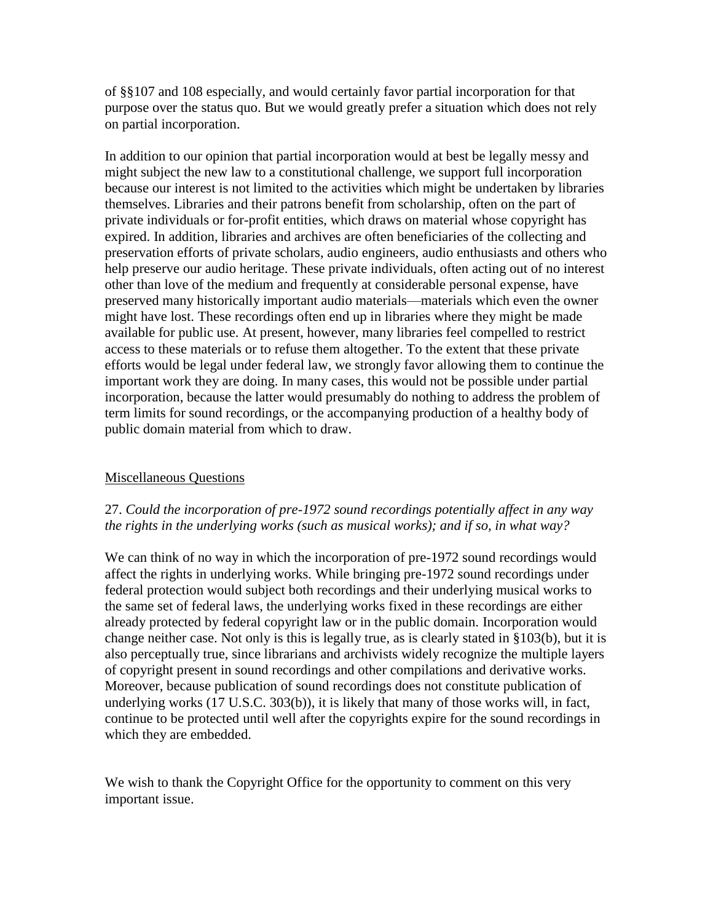of §§107 and 108 especially, and would certainly favor partial incorporation for that purpose over the status quo. But we would greatly prefer a situation which does not rely on partial incorporation.

In addition to our opinion that partial incorporation would at best be legally messy and might subject the new law to a constitutional challenge, we support full incorporation because our interest is not limited to the activities which might be undertaken by libraries themselves. Libraries and their patrons benefit from scholarship, often on the part of private individuals or for-profit entities, which draws on material whose copyright has expired. In addition, libraries and archives are often beneficiaries of the collecting and preservation efforts of private scholars, audio engineers, audio enthusiasts and others who help preserve our audio heritage. These private individuals, often acting out of no interest other than love of the medium and frequently at considerable personal expense, have preserved many historically important audio materials—materials which even the owner might have lost. These recordings often end up in libraries where they might be made available for public use. At present, however, many libraries feel compelled to restrict access to these materials or to refuse them altogether. To the extent that these private efforts would be legal under federal law, we strongly favor allowing them to continue the important work they are doing. In many cases, this would not be possible under partial incorporation, because the latter would presumably do nothing to address the problem of term limits for sound recordings, or the accompanying production of a healthy body of public domain material from which to draw.

## Miscellaneous Questions

27. *Could the incorporation of pre-1972 sound recordings potentially affect in any way the rights in the underlying works (such as musical works); and if so, in what way?*

We can think of no way in which the incorporation of pre-1972 sound recordings would affect the rights in underlying works. While bringing pre-1972 sound recordings under federal protection would subject both recordings and their underlying musical works to the same set of federal laws, the underlying works fixed in these recordings are either already protected by federal copyright law or in the public domain. Incorporation would change neither case. Not only is this is legally true, as is clearly stated in §103(b), but it is also perceptually true, since librarians and archivists widely recognize the multiple layers of copyright present in sound recordings and other compilations and derivative works. Moreover, because publication of sound recordings does not constitute publication of underlying works (17 U.S.C. 303(b)), it is likely that many of those works will, in fact, continue to be protected until well after the copyrights expire for the sound recordings in which they are embedded.

We wish to thank the Copyright Office for the opportunity to comment on this very important issue.